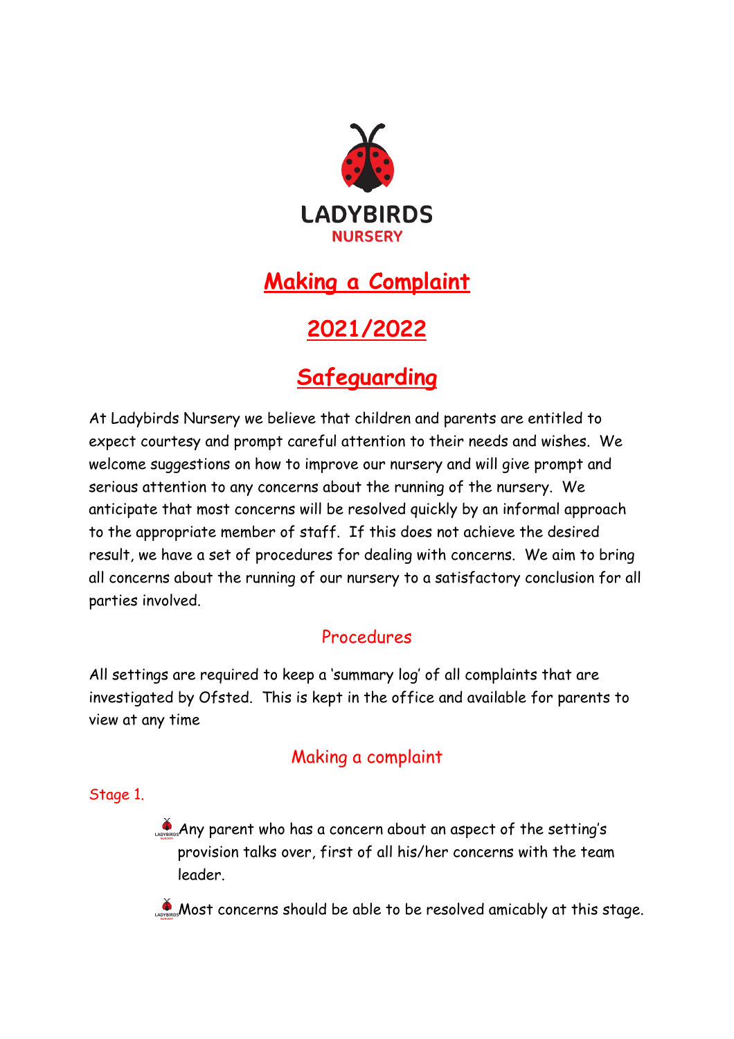LADYBIRDS
NURSERY

# Making a Complaint

# 2021/2022

# Safeguarding

At Ladybirds Nursery we believe that children and parents are entitled to expect courtesy and prompt careful attention to their needs and wishes. We welcome suggestions on how to improve our nursery and will give prompt and serious attention to any concerns about the running of the nursery. We anticipate that most concerns will be resolved quickly by an informal approach to the appropriate member of staff. If this does not achieve the desired result, we have a set of procedures for dealing with concerns. We aim to bring all concerns about the running of our nursery to a satisfactory conclusion for all parties involved.

## Procedures

All settings are required to keep a 'summary log' of all complaints that are investigated by Ofsted. This is kept in the office and available for parents to view at any time

## Making a complaint

### Stage 1.

- Any parent who has a concern about an aspect of the setting's provision talks over, first of all his/her concerns with the team leader.
- Most concerns should be able to be resolved amicably at this stage.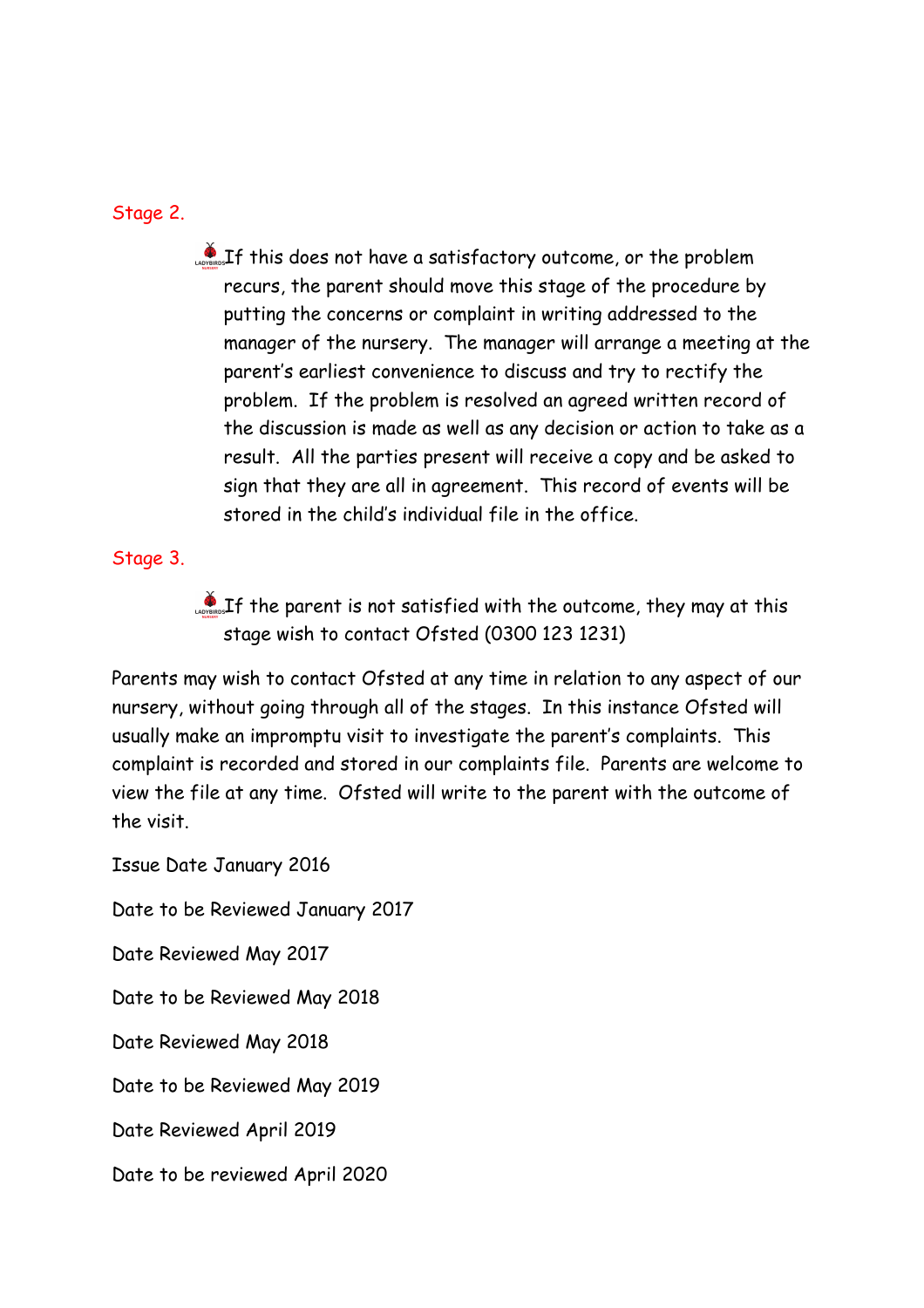Stage 2.

- If this does not have a satisfactory outcome, or the problem recurs, the parent should move this stage of the procedure by putting the concerns or complaint in writing addressed to the manager of the nursery. The manager will arrange a meeting at the parent's earliest convenience to discuss and try to rectify the problem. If the problem is resolved an agreed written record of the discussion is made as well as any decision or action to take as a result. All the parties present will receive a copy and be asked to sign that they are all in agreement. This record of events will be stored in the child's individual file in the office.

Stage 3.

- If the parent is not satisfied with the outcome, they may at this stage wish to contact Ofsted (0300 123 1231)

Parents may wish to contact Ofsted at any time in relation to any aspect of our nursery, without going through all of the stages. In this instance Ofsted will usually make an impromptu visit to investigate the parent's complaints. This complaint is recorded and stored in our complaints file. Parents are welcome to view the file at any time. Ofsted will write to the parent with the outcome of the visit.

Issue Date January 2016

Date to be Reviewed January 2017

Date Reviewed May 2017

Date to be Reviewed May 2018

Date Reviewed May 2018

Date to be Reviewed May 2019

Date Reviewed April 2019

Date to be reviewed April 2020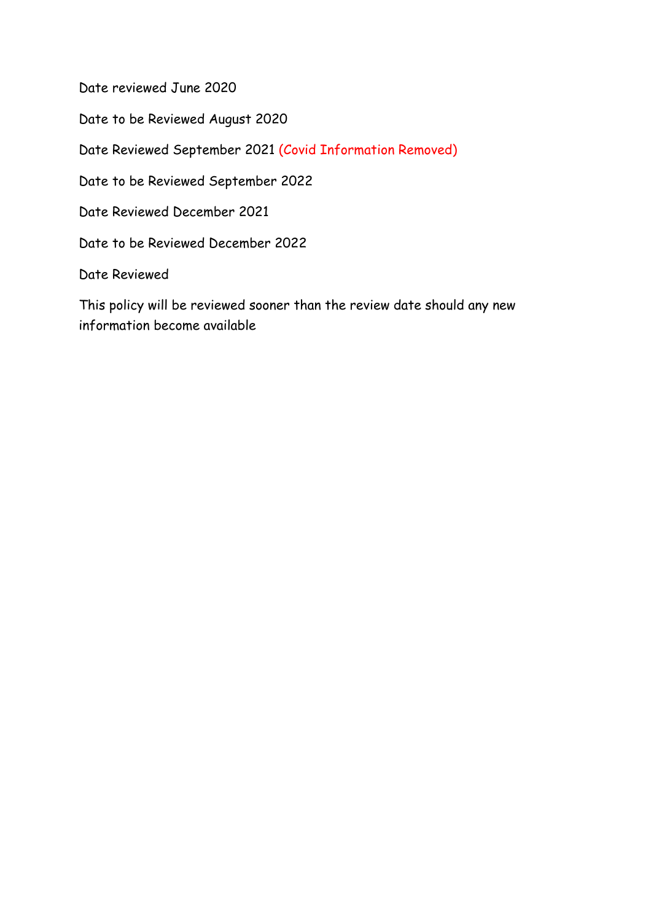Date reviewed June 2020

Date to be Reviewed August 2020

Date Reviewed September 2021 (Covid Information Removed)

Date to be Reviewed September 2022

Date Reviewed December 2021

Date to be Reviewed December 2022

Date Reviewed

This policy will be reviewed sooner than the review date should any new information become available